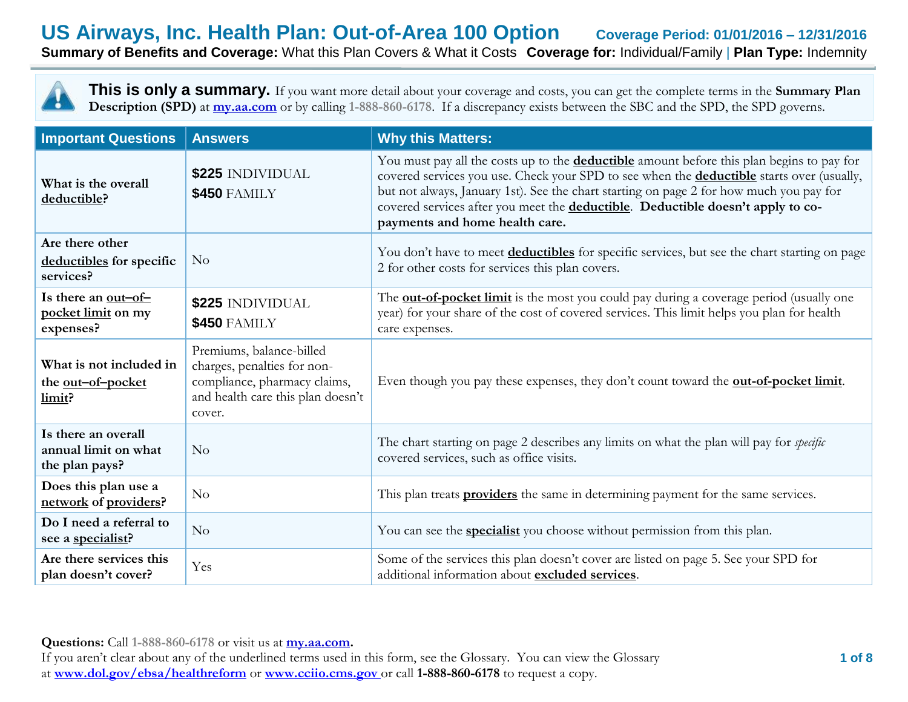# US Airways, Inc. Health Plan: Out-of-Area 100 Option

**Coverage Period: 01/01/2016 – 12/31/2016**

**Summary of Benefits and Coverage:** What this Plan Covers & What it Costs **Coverage for:** Individual/Family | **Plan Type:** Indemnity

**This is only a summary.** If you want more detail about your coverage and costs, you can get the complete terms in the **Summary Plan Description (SPD)** at **my.aa.com** or by calling **1-888-860-6178**. If a discrepancy exists between the SBC and the SPD, the SPD governs.

| Important Questions | Answers | Why this Matters: |
|---|---|---|
| **What is the overall deductible?** | **$225** INDIVIDUAL<br>**$450** FAMILY | You must pay all the costs up to the **deductible** amount before this plan begins to pay for covered services you use. Check your SPD to see when the **deductible** starts over (usually, but not always, January 1st). See the chart starting on page 2 for how much you pay for covered services after you meet the **deductible**. **Deductible doesn't apply to co-payments and home health care.** |
| **Are there other deductibles for specific services?** | No | You don't have to meet **deductibles** for specific services, but see the chart starting on page 2 for other costs for services this plan covers. |
| **Is there an out–of–pocket limit on my expenses?** | **$225** INDIVIDUAL<br>**$450** FAMILY | The **out-of-pocket limit** is the most you could pay during a coverage period (usually one year) for your share of the cost of covered services. This limit helps you plan for health care expenses. |
| **What is not included in the out–of–pocket limit?** | Premiums, balance-billed charges, penalties for non-compliance, pharmacy claims, and health care this plan doesn't cover. | Even though you pay these expenses, they don't count toward the **out-of-pocket limit**. |
| **Is there an overall annual limit on what the plan pays?** | No | The chart starting on page 2 describes any limits on what the plan will pay for *specific* covered services, such as office visits. |
| **Does this plan use a network of providers?** | No | This plan treats **providers** the same in determining payment for the same services. |
| **Do I need a referral to see a specialist?** | No | You can see the **specialist** you choose without permission from this plan. |
| **Are there services this plan doesn't cover?** | Yes | Some of the services this plan doesn't cover are listed on page 5. See your SPD for additional information about **excluded services**. |

**Questions:** Call **1-888-860-6178** or visit us at **my.aa.com.**
If you aren't clear about any of the underlined terms used in this form, see the Glossary. You can view the Glossary at **www.dol.gov/ebsa/healthreform** or **www.cciio.cms.gov** or call **1-888-860-6178** to request a copy.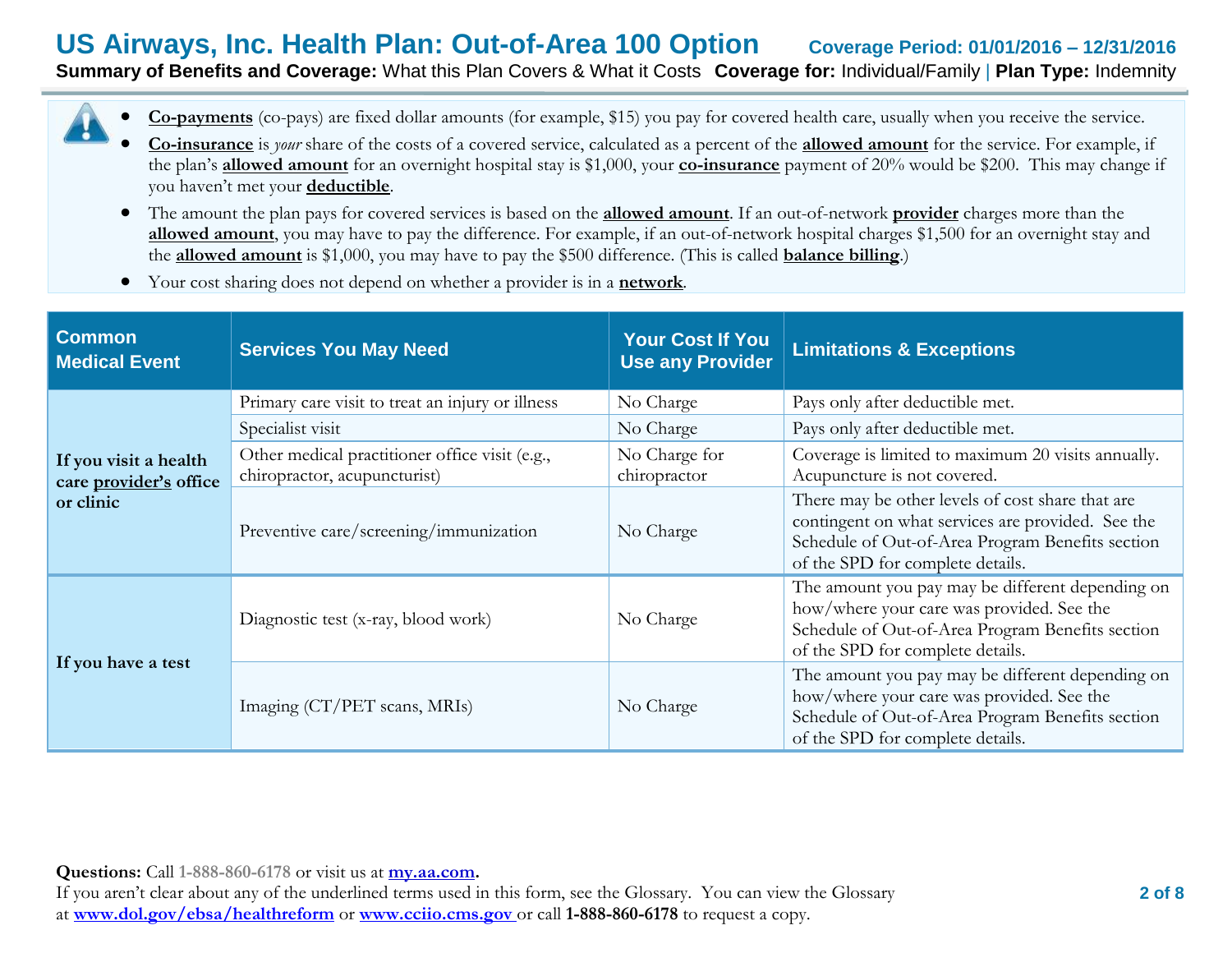# US Airways, Inc. Health Plan: Out-of-Area 100 Option

**Coverage Period: 01/01/2016 – 12/31/2016**

**Summary of Benefits and Coverage:** What this Plan Covers & What it Costs **Coverage for:** Individual/Family | **Plan Type:** Indemnity

- **Co-payments** (co-pays) are fixed dollar amounts (for example, $15) you pay for covered health care, usually when you receive the service.
- **Co-insurance** is *your* share of the costs of a covered service, calculated as a percent of the **allowed amount** for the service. For example, if the plan's **allowed amount** for an overnight hospital stay is $1,000, your **co-insurance** payment of 20% would be $200. This may change if you haven't met your **deductible**.
- The amount the plan pays for covered services is based on the **allowed amount**. If an out-of-network **provider** charges more than the **allowed amount**, you may have to pay the difference. For example, if an out-of-network hospital charges $1,500 for an overnight stay and the **allowed amount** is $1,000, you may have to pay the $500 difference. (This is called **balance billing**.)
- Your cost sharing does not depend on whether a provider is in a **network**.

| Common Medical Event | Services You May Need | Your Cost If You Use any Provider | Limitations & Exceptions |
|---|---|---|---|
| If you visit a health care provider's office or clinic | Primary care visit to treat an injury or illness | No Charge | Pays only after deductible met. |
| | Specialist visit | No Charge | Pays only after deductible met. |
| | Other medical practitioner office visit (e.g., chiropractor, acupuncturist) | No Charge for chiropractor | Coverage is limited to maximum 20 visits annually. Acupuncture is not covered. |
| | Preventive care/screening/immunization | No Charge | There may be other levels of cost share that are contingent on what services are provided. See the Schedule of Out-of-Area Program Benefits section of the SPD for complete details. |
| If you have a test | Diagnostic test (x-ray, blood work) | No Charge | The amount you pay may be different depending on how/where your care was provided. See the Schedule of Out-of-Area Program Benefits section of the SPD for complete details. |
| | Imaging (CT/PET scans, MRIs) | No Charge | The amount you pay may be different depending on how/where your care was provided. See the Schedule of Out-of-Area Program Benefits section of the SPD for complete details. |

**Questions:** Call 1-888-860-6178 or visit us at **my.aa.com**.
If you aren't clear about any of the underlined terms used in this form, see the Glossary. You can view the Glossary at **www.dol.gov/ebsa/healthreform** or **www.cciio.cms.gov** or call **1-888-860-6178** to request a copy.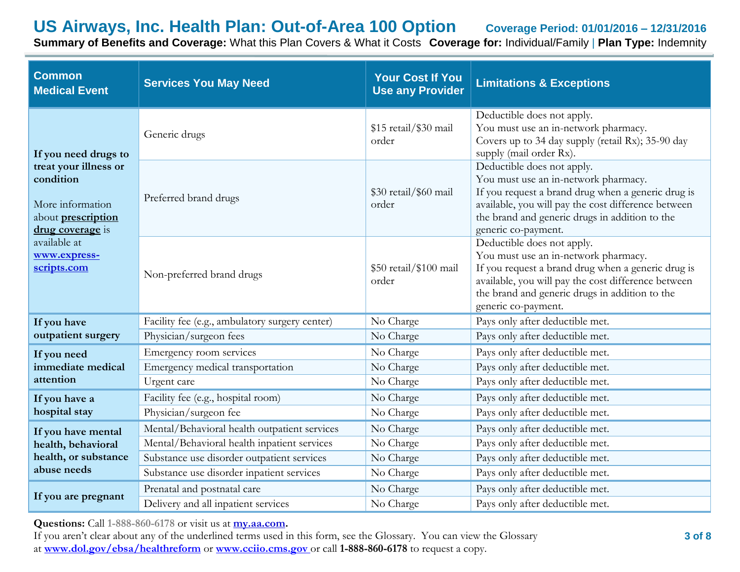# US Airways, Inc. Health Plan: Out-of-Area 100 Option

**Coverage Period: 01/01/2016 – 12/31/2016**

**Summary of Benefits and Coverage:** What this Plan Covers & What it Costs **Coverage for:** Individual/Family | **Plan Type:** Indemnity

| Common Medical Event | Services You May Need | Your Cost If You Use any Provider | Limitations & Exceptions |
|---|---|---|---|
| **If you need drugs to treat your illness or condition** More information about **prescription drug coverage** is available at **www.express-scripts.com** | Generic drugs | $15 retail/$30 mail order | Deductible does not apply. You must use an in-network pharmacy. Covers up to 34 day supply (retail Rx); 35-90 day supply (mail order Rx). |
| | Preferred brand drugs | $30 retail/$60 mail order | Deductible does not apply. You must use an in-network pharmacy. If you request a brand drug when a generic drug is available, you will pay the cost difference between the brand and generic drugs in addition to the generic co-payment. |
| | Non-preferred brand drugs | $50 retail/$100 mail order | Deductible does not apply. You must use an in-network pharmacy. If you request a brand drug when a generic drug is available, you will pay the cost difference between the brand and generic drugs in addition to the generic co-payment. |
| **If you have outpatient surgery** | Facility fee (e.g., ambulatory surgery center) | No Charge | Pays only after deductible met. |
| | Physician/surgeon fees | No Charge | Pays only after deductible met. |
| **If you need immediate medical attention** | Emergency room services | No Charge | Pays only after deductible met. |
| | Emergency medical transportation | No Charge | Pays only after deductible met. |
| | Urgent care | No Charge | Pays only after deductible met. |
| **If you have a hospital stay** | Facility fee (e.g., hospital room) | No Charge | Pays only after deductible met. |
| | Physician/surgeon fee | No Charge | Pays only after deductible met. |
| **If you have mental health, behavioral health, or substance abuse needs** | Mental/Behavioral health outpatient services | No Charge | Pays only after deductible met. |
| | Mental/Behavioral health inpatient services | No Charge | Pays only after deductible met. |
| | Substance use disorder outpatient services | No Charge | Pays only after deductible met. |
| | Substance use disorder inpatient services | No Charge | Pays only after deductible met. |
| **If you are pregnant** | Prenatal and postnatal care | No Charge | Pays only after deductible met. |
| | Delivery and all inpatient services | No Charge | Pays only after deductible met. |

**Questions:** Call 1-888-860-6178 or visit us at **my.aa.com**.
If you aren't clear about any of the underlined terms used in this form, see the Glossary. You can view the Glossary at **www.dol.gov/ebsa/healthreform** or **www.cciio.cms.gov** or call **1-888-860-6178** to request a copy.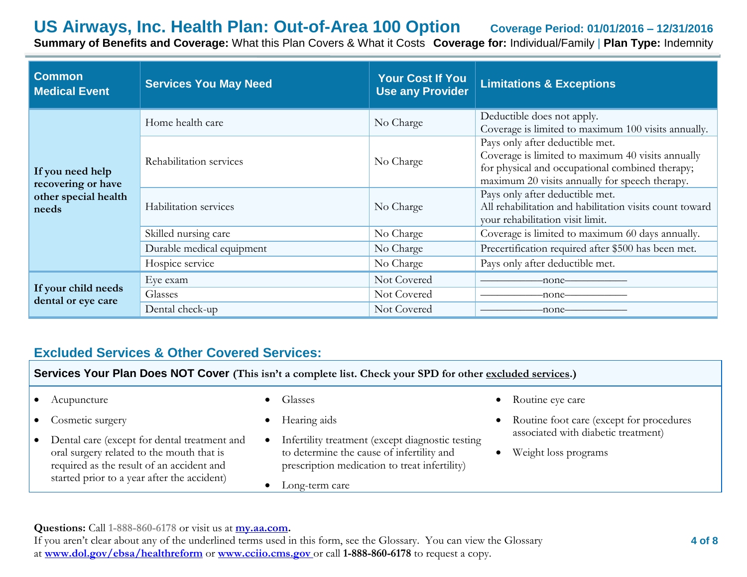# US Airways, Inc. Health Plan: Out-of-Area 100 Option

**Coverage Period: 01/01/2016 – 12/31/2016**

**Summary of Benefits and Coverage:** What this Plan Covers & What it Costs **Coverage for:** Individual/Family | **Plan Type:** Indemnity

| Common Medical Event | Services You May Need | Your Cost If You Use any Provider | Limitations & Exceptions |
|---|---|---|---|
| **If you need help recovering or have other special health needs** | Home health care | No Charge | Deductible does not apply.<br>Coverage is limited to maximum 100 visits annually. |
| | Rehabilitation services | No Charge | Pays only after deductible met.<br>Coverage is limited to maximum 40 visits annually for physical and occupational combined therapy; maximum 20 visits annually for speech therapy. |
| | Habilitation services | No Charge | Pays only after deductible met.<br>All rehabilitation and habilitation visits count toward your rehabilitation visit limit. |
| | Skilled nursing care | No Charge | Coverage is limited to maximum 60 days annually. |
| | Durable medical equipment | No Charge | Precertification required after $500 has been met. |
| | Hospice service | No Charge | Pays only after deductible met. |
| **If your child needs dental or eye care** | Eye exam | Not Covered | ———none——— |
| | Glasses | Not Covered | ———none——— |
| | Dental check-up | Not Covered | ———none——— |

## Excluded Services & Other Covered Services:

**Services Your Plan Does NOT Cover (This isn't a complete list. Check your SPD for other excluded services.)**

- Acupuncture
- Cosmetic surgery
- Dental care (except for dental treatment and oral surgery related to the mouth that is required as the result of an accident and started prior to a year after the accident)
- Glasses
- Hearing aids
- Infertility treatment (except diagnostic testing to determine the cause of infertility and prescription medication to treat infertility)
- Long-term care
- Routine eye care
- Routine foot care (except for procedures associated with diabetic treatment)
- Weight loss programs

**Questions:** Call 1-888-860-6178 or visit us at **my.aa.com**.
If you aren't clear about any of the underlined terms used in this form, see the Glossary. You can view the Glossary at **www.dol.gov/ebsa/healthreform** or **www.cciio.cms.gov** or call **1-888-860-6178** to request a copy.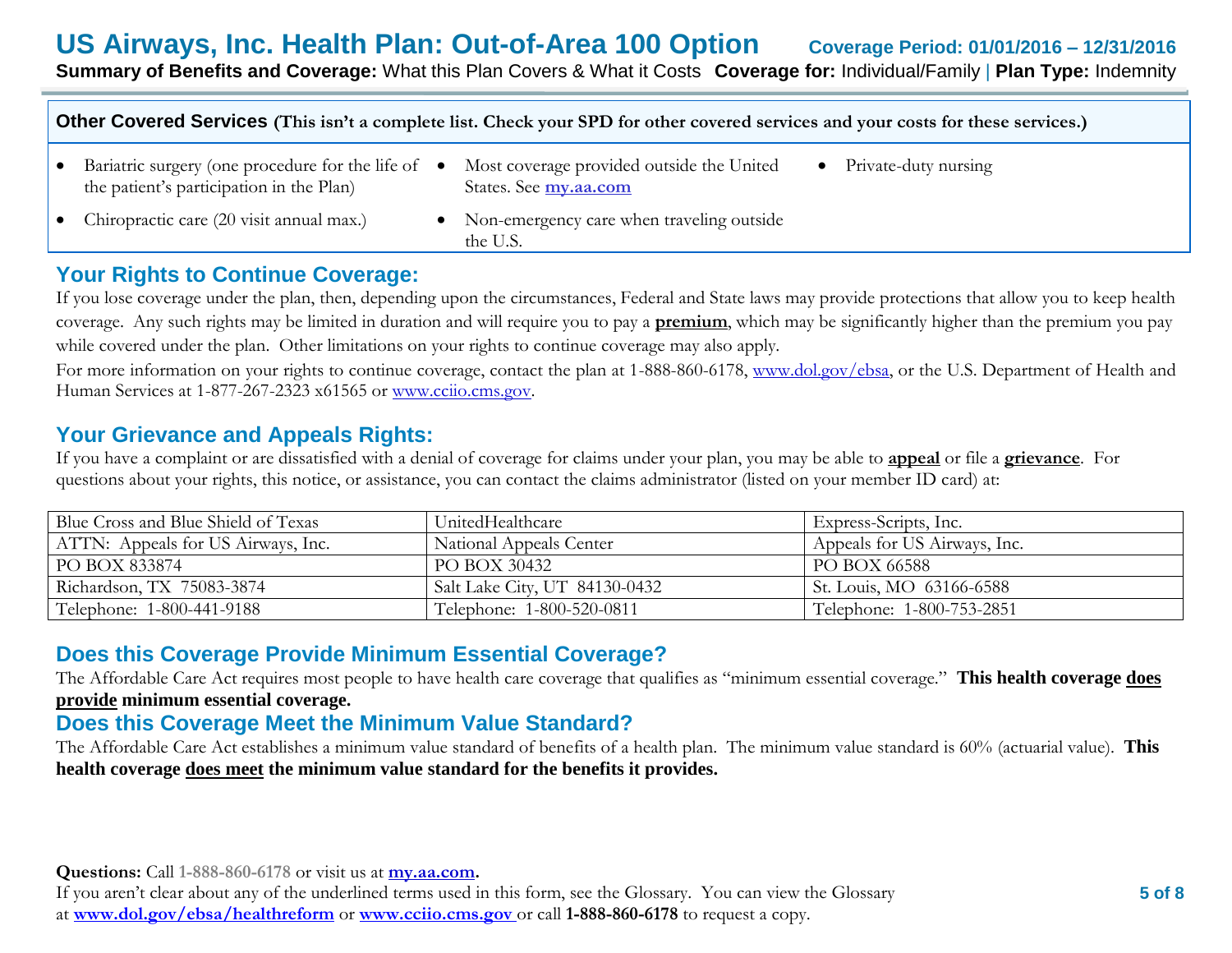# US Airways, Inc. Health Plan: Out-of-Area 100 Option

**Coverage Period: 01/01/2016 – 12/31/2016**

**Summary of Benefits and Coverage:** What this Plan Covers & What it Costs **Coverage for:** Individual/Family | **Plan Type:** Indemnity

## Other Covered Services (This isn't a complete list. Check your SPD for other covered services and your costs for these services.)

- Bariatric surgery (one procedure for the life of the patient's participation in the Plan)
- Chiropractic care (20 visit annual max.)
- Most coverage provided outside the United States. See **my.aa.com**
- Non-emergency care when traveling outside the U.S.
- Private-duty nursing

## Your Rights to Continue Coverage:

If you lose coverage under the plan, then, depending upon the circumstances, Federal and State laws may provide protections that allow you to keep health coverage. Any such rights may be limited in duration and will require you to pay a **premium**, which may be significantly higher than the premium you pay while covered under the plan. Other limitations on your rights to continue coverage may also apply.

For more information on your rights to continue coverage, contact the plan at 1-888-860-6178, www.dol.gov/ebsa, or the U.S. Department of Health and Human Services at 1-877-267-2323 x61565 or www.cciio.cms.gov.

## Your Grievance and Appeals Rights:

If you have a complaint or are dissatisfied with a denial of coverage for claims under your plan, you may be able to **appeal** or file a **grievance**. For questions about your rights, this notice, or assistance, you can contact the claims administrator (listed on your member ID card) at:

| Blue Cross and Blue Shield of Texas | UnitedHealthcare | Express-Scripts, Inc. |
|---|---|---|
| ATTN: Appeals for US Airways, Inc. | National Appeals Center | Appeals for US Airways, Inc. |
| PO BOX 833874 | PO BOX 30432 | PO BOX 66588 |
| Richardson, TX 75083-3874 | Salt Lake City, UT 84130-0432 | St. Louis, MO 63166-6588 |
| Telephone: 1-800-441-9188 | Telephone: 1-800-520-0811 | Telephone: 1-800-753-2851 |

## Does this Coverage Provide Minimum Essential Coverage?

The Affordable Care Act requires most people to have health care coverage that qualifies as "minimum essential coverage." **This health coverage does provide minimum essential coverage.**

## Does this Coverage Meet the Minimum Value Standard?

The Affordable Care Act establishes a minimum value standard of benefits of a health plan. The minimum value standard is 60% (actuarial value). **This health coverage does meet the minimum value standard for the benefits it provides.**

**Questions:** Call **1-888-860-6178** or visit us at **my.aa.com**.
If you aren't clear about any of the underlined terms used in this form, see the Glossary. You can view the Glossary at **www.dol.gov/ebsa/healthreform** or **www.cciio.cms.gov** or call **1-888-860-6178** to request a copy.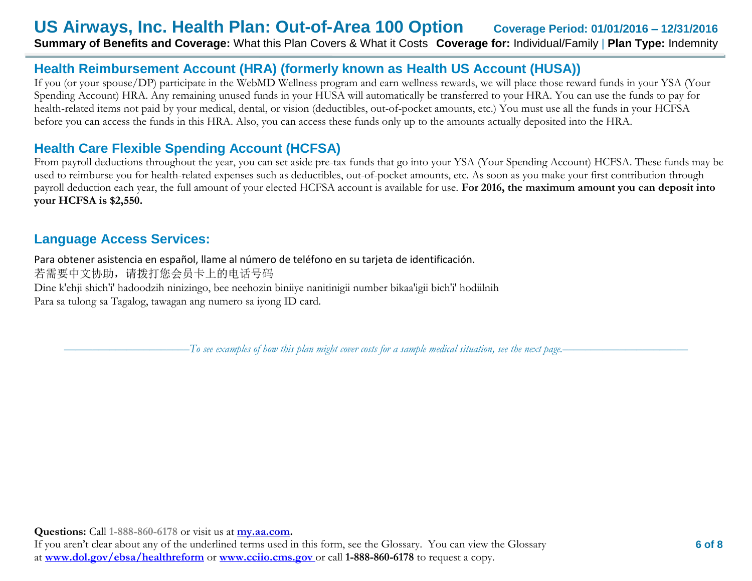## Health Reimbursement Account (HRA) (formerly known as Health US Account (HUSA))

If you (or your spouse/DP) participate in the WebMD Wellness program and earn wellness rewards, we will place those reward funds in your YSA (Your Spending Account) HRA. Any remaining unused funds in your HUSA will automatically be transferred to your HRA. You can use the funds to pay for health-related items not paid by your medical, dental, or vision (deductibles, out-of-pocket amounts, etc.) You must use all the funds in your HCFSA before you can access the funds in this HRA. Also, you can access these funds only up to the amounts actually deposited into the HRA.

## Health Care Flexible Spending Account (HCFSA)

From payroll deductions throughout the year, you can set aside pre-tax funds that go into your YSA (Your Spending Account) HCFSA. These funds may be used to reimburse you for health-related expenses such as deductibles, out-of-pocket amounts, etc. As soon as you make your first contribution through payroll deduction each year, the full amount of your elected HCFSA account is available for use. **For 2016, the maximum amount you can deposit into your HCFSA is $2,550.**

## Language Access Services:

Para obtener asistencia en español, llame al número de teléfono en su tarjeta de identificación.
若需要中文协助，请拨打您会员卡上的电话号码
Dine k'ehji shich'i' hadoodzih ninizingo, bee neehozin biniiye nanitinigii number bikaa'igii bich'i' hodiilnih
Para sa tulong sa Tagalog, tawagan ang numero sa iyong ID card.

*To see examples of how this plan might cover costs for a sample medical situation, see the next page.*

**Questions:** Call 1-888-860-6178 or visit us at **my.aa.com**.
If you aren't clear about any of the underlined terms used in this form, see the Glossary. You can view the Glossary at **www.dol.gov/ebsa/healthreform** or **www.cciio.cms.gov** or call **1-888-860-6178** to request a copy.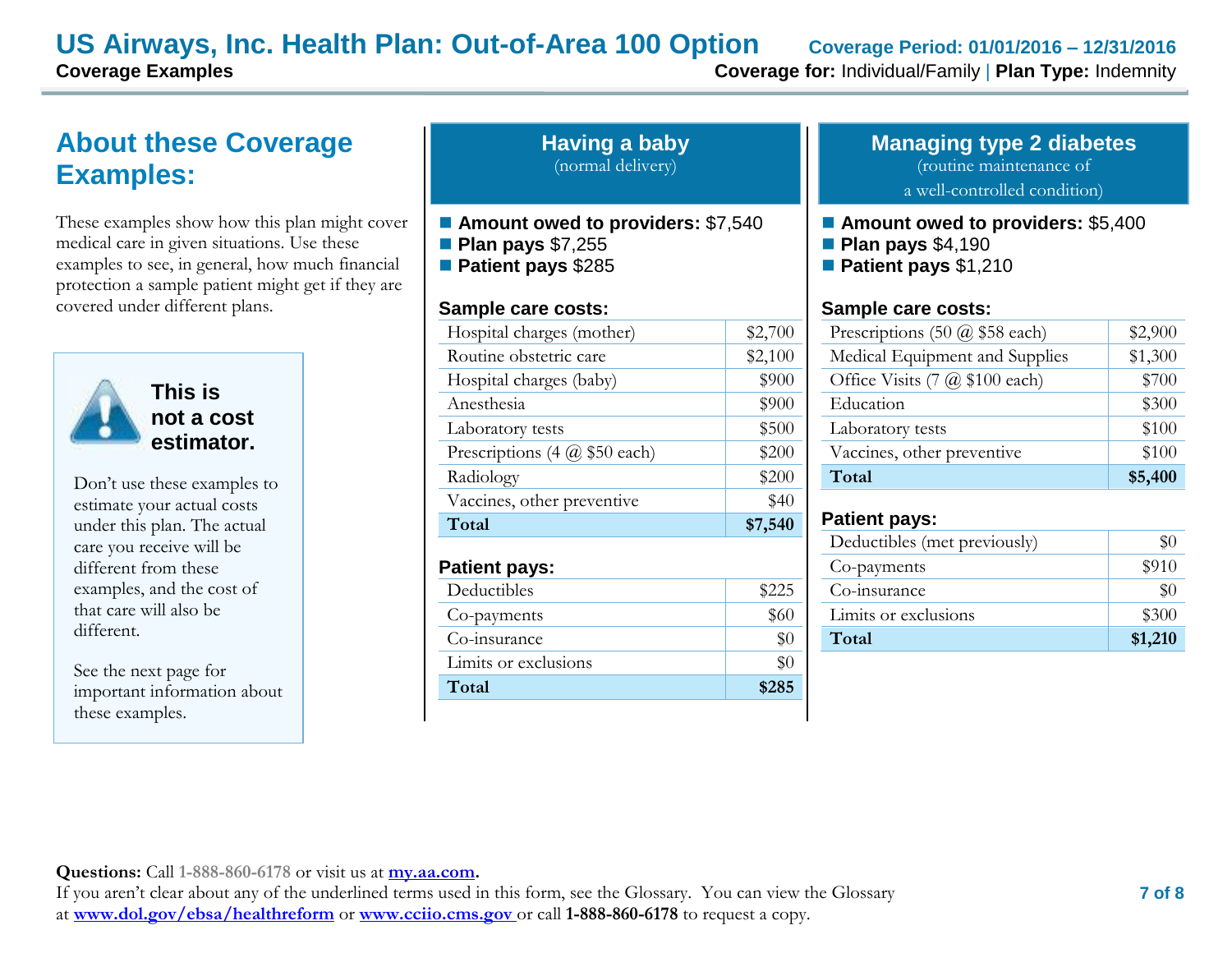# US Airways, Inc. Health Plan: Out-of-Area 100 Option

**Coverage Period: 01/01/2016 – 12/31/2016**

**Coverage Examples**

**Coverage for:** Individual/Family | **Plan Type:** Indemnity

## About these Coverage Examples:

These examples show how this plan might cover medical care in given situations. Use these examples to see, in general, how much financial protection a sample patient might get if they are covered under different plans.

**This is not a cost estimator.**

Don't use these examples to estimate your actual costs under this plan. The actual care you receive will be different from these examples, and the cost of that care will also be different.

See the next page for important information about these examples.

## Having a baby

(normal delivery)

- **Amount owed to providers:** $7,540
- **Plan pays** $7,255
- **Patient pays** $285

**Sample care costs:**

| | |
|---|---|
| Hospital charges (mother) | $2,700 |
| Routine obstetric care | $2,100 |
| Hospital charges (baby) | $900 |
| Anesthesia | $900 |
| Laboratory tests | $500 |
| Prescriptions (4 @ $50 each) | $200 |
| Radiology | $200 |
| Vaccines, other preventive | $40 |
| **Total** | **$7,540** |

**Patient pays:**

| | |
|---|---|
| Deductibles | $225 |
| Co-payments | $60 |
| Co-insurance | $0 |
| Limits or exclusions | $0 |
| **Total** | **$285** |

## Managing type 2 diabetes

(routine maintenance of a well-controlled condition)

- **Amount owed to providers:** $5,400
- **Plan pays** $4,190
- **Patient pays** $1,210

**Sample care costs:**

| | |
|---|---|
| Prescriptions (50 @ $58 each) | $2,900 |
| Medical Equipment and Supplies | $1,300 |
| Office Visits (7 @ $100 each) | $700 |
| Education | $300 |
| Laboratory tests | $100 |
| Vaccines, other preventive | $100 |
| **Total** | **$5,400** |

**Patient pays:**

| | |
|---|---|
| Deductibles (met previously) | $0 |
| Co-payments | $910 |
| Co-insurance | $0 |
| Limits or exclusions | $300 |
| **Total** | **$1,210** |

**Questions:** Call **1-888-860-6178** or visit us at **my.aa.com**.
If you aren't clear about any of the underlined terms used in this form, see the Glossary. You can view the Glossary at **www.dol.gov/ebsa/healthreform** or **www.cciio.cms.gov** or call **1-888-860-6178** to request a copy.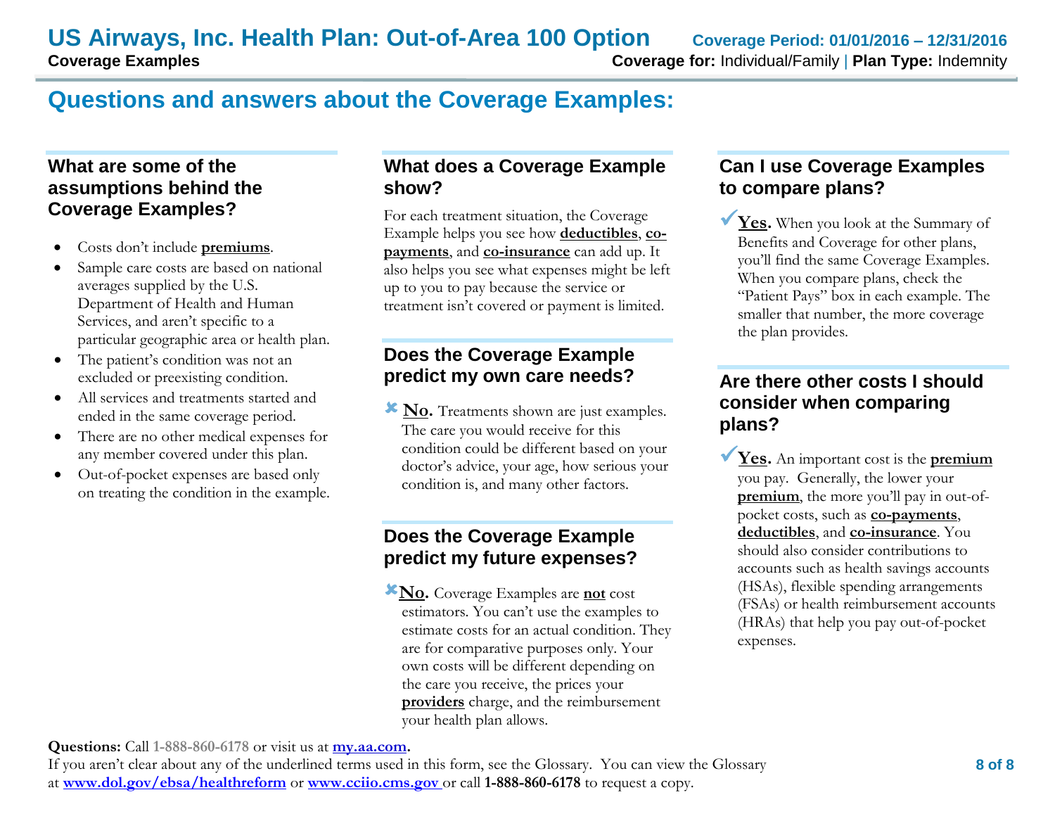# Questions and answers about the Coverage Examples:

### What are some of the assumptions behind the Coverage Examples?

- Costs don't include **premiums**.
- Sample care costs are based on national averages supplied by the U.S. Department of Health and Human Services, and aren't specific to a particular geographic area or health plan.
- The patient's condition was not an excluded or preexisting condition.
- All services and treatments started and ended in the same coverage period.
- There are no other medical expenses for any member covered under this plan.
- Out-of-pocket expenses are based only on treating the condition in the example.

### What does a Coverage Example show?

For each treatment situation, the Coverage Example helps you see how **deductibles**, **co-payments**, and **co-insurance** can add up. It also helps you see what expenses might be left up to you to pay because the service or treatment isn't covered or payment is limited.

### Does the Coverage Example predict my own care needs?

✘ **No.** Treatments shown are just examples. The care you would receive for this condition could be different based on your doctor's advice, your age, how serious your condition is, and many other factors.

### Does the Coverage Example predict my future expenses?

✘ **No.** Coverage Examples are **not** cost estimators. You can't use the examples to estimate costs for an actual condition. They are for comparative purposes only. Your own costs will be different depending on the care you receive, the prices your **providers** charge, and the reimbursement your health plan allows.

### Can I use Coverage Examples to compare plans?

✔ **Yes.** When you look at the Summary of Benefits and Coverage for other plans, you'll find the same Coverage Examples. When you compare plans, check the "Patient Pays" box in each example. The smaller that number, the more coverage the plan provides.

### Are there other costs I should consider when comparing plans?

✔ **Yes.** An important cost is the **premium** you pay. Generally, the lower your **premium**, the more you'll pay in out-of-pocket costs, such as **co-payments**, **deductibles**, and **co-insurance**. You should also consider contributions to accounts such as health savings accounts (HSAs), flexible spending arrangements (FSAs) or health reimbursement accounts (HRAs) that help you pay out-of-pocket expenses.

**Questions:** Call **1-888-860-6178** or visit us at **my.aa.com**.
If you aren't clear about any of the underlined terms used in this form, see the Glossary. You can view the Glossary at **www.dol.gov/ebsa/healthreform** or **www.cciio.cms.gov** or call **1-888-860-6178** to request a copy.